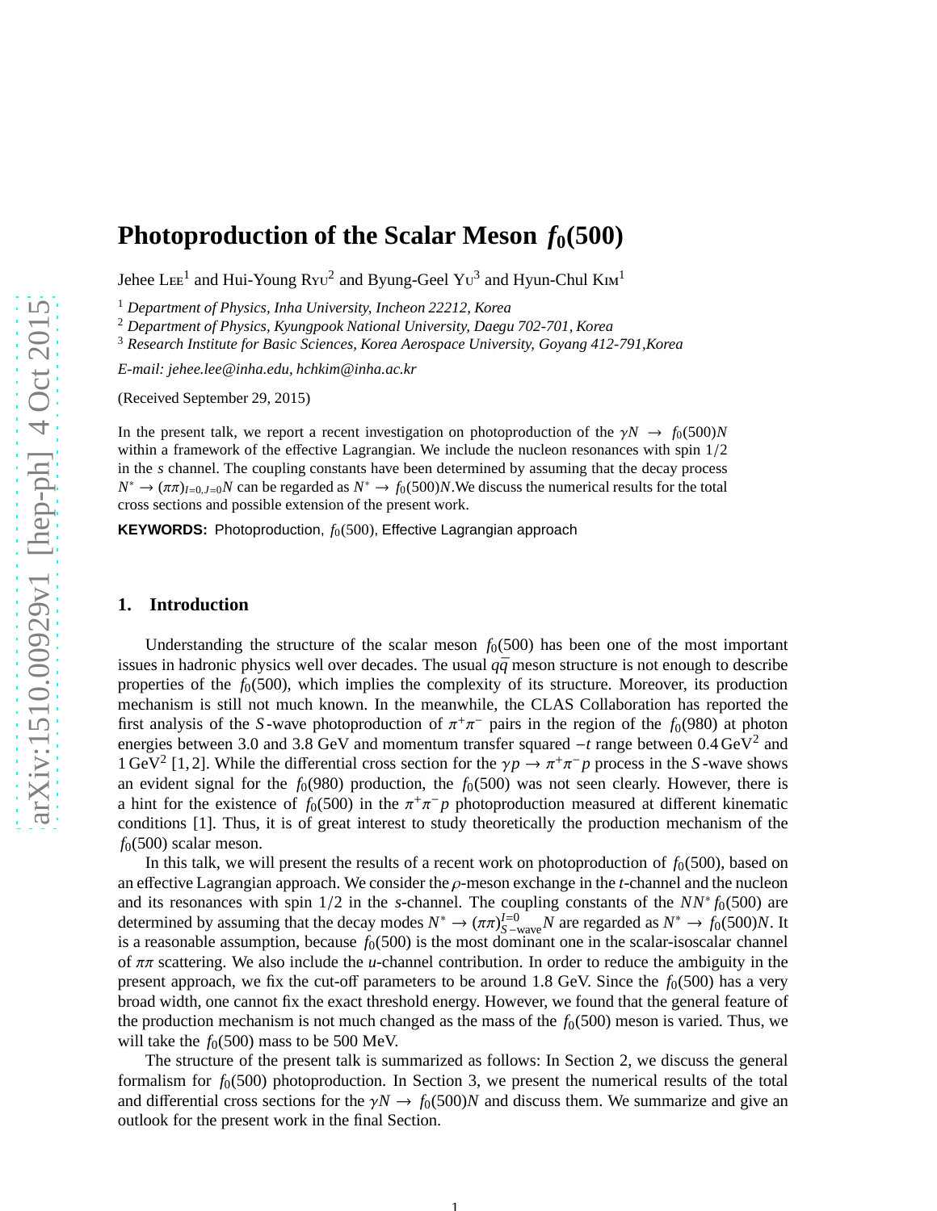# Photoproduction of the Scalar Meson $f_0$(500)

Jehee Lee[1] and Hui-Young Ryu[2] and Byung-Geel Yu[3] and Hyun-Chul Kim[1]

[1] *Department of Physics, Inha University, Incheon 22212, Korea*

[2] *Department of Physics, Kyungpook National University, Daegu 702-701, Korea*

[3] *Research Institute for Basic Sciences, Korea Aerospace University, Goyang 412-791,Korea*

*E-mail: jehee.lee@inha.edu, hchkim@inha.ac.kr*

(Received September 29, 2015)

In the present talk, we report a recent investigation on photoproduction of the $\gamma N \to f_0(500)N$ within a framework of the effective Lagrangian. We include the nucleon resonances with spin $1/2$ in the $s$ channel. The coupling constants have been determined by assuming that the decay process $N^* \to (\pi\pi)_{I=0,J=0}N$ can be regarded as $N^* \to f_0(500)N$.We discuss the numerical results for the total cross sections and possible extension of the present work.

**KEYWORDS:** Photoproduction, $f_0(500)$, Effective Lagrangian approach

## 1. Introduction

Understanding the structure of the scalar meson $f_0(500)$ has been one of the most important issues in hadronic physics well over decades. The usual $q\bar{q}$ meson structure is not enough to describe properties of the $f_0(500)$, which implies the complexity of its structure. Moreover, its production mechanism is still not much known. In the meanwhile, the CLAS Collaboration has reported the first analysis of the $S$-wave photoproduction of $\pi^+\pi^-$ pairs in the region of the $f_0(980)$ at photon energies between 3.0 and 3.8 GeV and momentum transfer squared $-t$ range between $0.4\,\mathrm{GeV}^2$ and $1\,\mathrm{GeV}^2$ [1, 2]. While the differential cross section for the $\gamma p \to \pi^+\pi^- p$ process in the $S$-wave shows an evident signal for the $f_0(980)$ production, the $f_0(500)$ was not seen clearly. However, there is a hint for the existence of $f_0(500)$ in the $\pi^+\pi^- p$ photoproduction measured at different kinematic conditions [1]. Thus, it is of great interest to study theoretically the production mechanism of the $f_0(500)$ scalar meson.

In this talk, we will present the results of a recent work on photoproduction of $f_0(500)$, based on an effective Lagrangian approach. We consider the $\rho$-meson exchange in the $t$-channel and the nucleon and its resonances with spin $1/2$ in the $s$-channel. The coupling constants of the $NN^*f_0(500)$ are determined by assuming that the decay modes $N^* \to (\pi\pi)^{I=0}_{S-\mathrm{wave}}N$ are regarded as $N^* \to f_0(500)N$. It is a reasonable assumption, because $f_0(500)$ is the most dominant one in the scalar-isoscalar channel of $\pi\pi$ scattering. We also include the $u$-channel contribution. In order to reduce the ambiguity in the present approach, we fix the cut-off parameters to be around 1.8 GeV. Since the $f_0(500)$ has a very broad width, one cannot fix the exact threshold energy. However, we found that the general feature of the production mechanism is not much changed as the mass of the $f_0(500)$ meson is varied. Thus, we will take the $f_0(500)$ mass to be 500 MeV.

The structure of the present talk is summarized as follows: In Section 2, we discuss the general formalism for $f_0(500)$ photoproduction. In Section 3, we present the numerical results of the total and differential cross sections for the $\gamma N \to f_0(500)N$ and discuss them. We summarize and give an outlook for the present work in the final Section.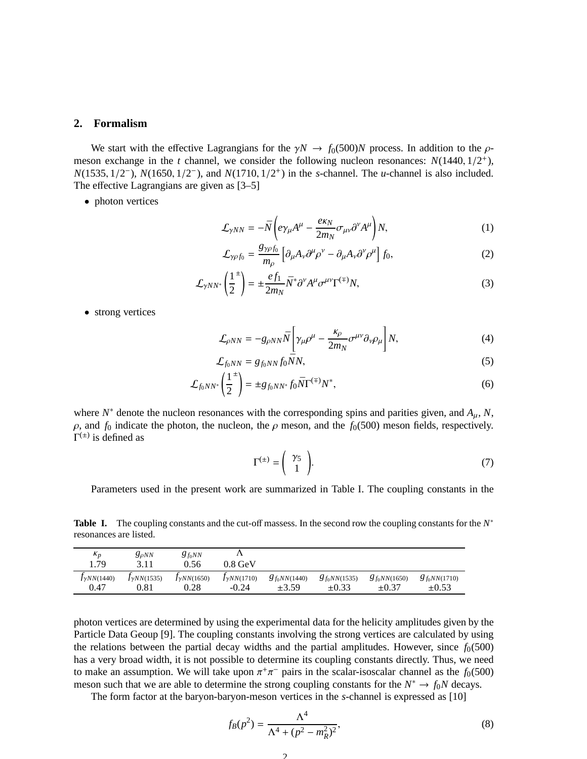## 2. Formalism

We start with the effective Lagrangians for the $\gamma N \to f_0(500)N$ process. In addition to the $\rho$-meson exchange in the $t$ channel, we consider the following nucleon resonances: $N(1440, 1/2^+)$, $N(1535, 1/2^-)$, $N(1650, 1/2^-)$, and $N(1710, 1/2^+)$ in the $s$-channel. The $u$-channel is also included. The effective Lagrangians are given as [3–5]

- photon vertices

$$\mathcal{L}_{\gamma NN} = -\bar{N}\left(e\gamma_\mu A^\mu - \frac{e\kappa_N}{2m_N}\sigma_{\mu\nu}\partial^\nu A^\mu\right)N, \tag{1}$$

$$\mathcal{L}_{\gamma\rho f_0} = \frac{g_{\gamma\rho f_0}}{m_\rho}\left[\partial_\mu A_\nu \partial^\mu \rho^\nu - \partial_\mu A_\nu \partial^\nu \rho^\mu\right] f_0, \tag{2}$$

$$\mathcal{L}_{\gamma NN^*}\left(\frac{1}{2}^\pm\right) = \pm\frac{ef_1}{2m_N}\bar{N}^*\partial^\nu A^\mu \sigma^{\mu\nu}\Gamma^{(\mp)}N, \tag{3}$$

- strong vertices

$$\mathcal{L}_{\rho NN} = -g_{\rho NN}\bar{N}\left[\gamma_\mu\rho^\mu - \frac{\kappa_\rho}{2m_N}\sigma^{\mu\nu}\partial_\nu\rho_\mu\right]N, \tag{4}$$

$$\mathcal{L}_{f_0 NN} = g_{f_0 NN} f_0 \bar{N}N, \tag{5}$$

$$\mathcal{L}_{f_0 NN^*}\left(\frac{1}{2}^\pm\right) = \pm g_{f_0 NN^*} f_0 \bar{N}\Gamma^{(\mp)}N^*, \tag{6}$$

where $N^*$ denote the nucleon resonances with the corresponding spins and parities given, and $A_\mu$, $N$, $\rho$, and $f_0$ indicate the photon, the nucleon, the $\rho$ meson, and the $f_0(500)$ meson fields, respectively. $\Gamma^{(\pm)}$ is defined as

$$\Gamma^{(\pm)} = \begin{pmatrix} \gamma_5 \\ 1 \end{pmatrix}. \tag{7}$$

Parameters used in the present work are summarized in Table I. The coupling constants in the photon vertices are determined by using the experimental data for the helicity amplitudes given by the Particle Data Geoup [9]. The coupling constants involving the strong vertices are calculated by using the relations between the partial decay widths and the partial amplitudes. However, since $f_0(500)$ has a very broad width, it is not possible to determine its coupling constants directly. Thus, we need to make an assumption. We will take upon $\pi^+\pi^-$ pairs in the scalar-isoscalar channel as the $f_0(500)$ meson such that we are able to determine the strong coupling constants for the $N^* \to f_0 N$ decays.

**Table I.** The coupling constants and the cut-off massess. In the second row the coupling constants for the $N^*$ resonances are listed.

| $\kappa_p$ | $g_{\rho NN}$ | $g_{f_0 NN}$ | $\Lambda$ | | | | |
|---|---|---|---|---|---|---|---|
| 1.79 | 3.11 | 0.56 | 0.8 GeV | | | | |
| $f_{\gamma NN(1440)}$ | $f_{\gamma NN(1535)}$ | $f_{\gamma NN(1650)}$ | $f_{\gamma NN(1710)}$ | $g_{f_0 NN(1440)}$ | $g_{f_0 NN(1535)}$ | $g_{f_0 NN(1650)}$ | $g_{f_0 NN(1710)}$ |
| 0.47 | 0.81 | 0.28 | -0.24 | $\pm 3.59$ | $\pm 0.33$ | $\pm 0.37$ | $\pm 0.53$ |

The form factor at the baryon-baryon-meson vertices in the $s$-channel is expressed as [10]

$$f_B(p^2) = \frac{\Lambda^4}{\Lambda^4 + (p^2 - m_R^2)^2}, \tag{8}$$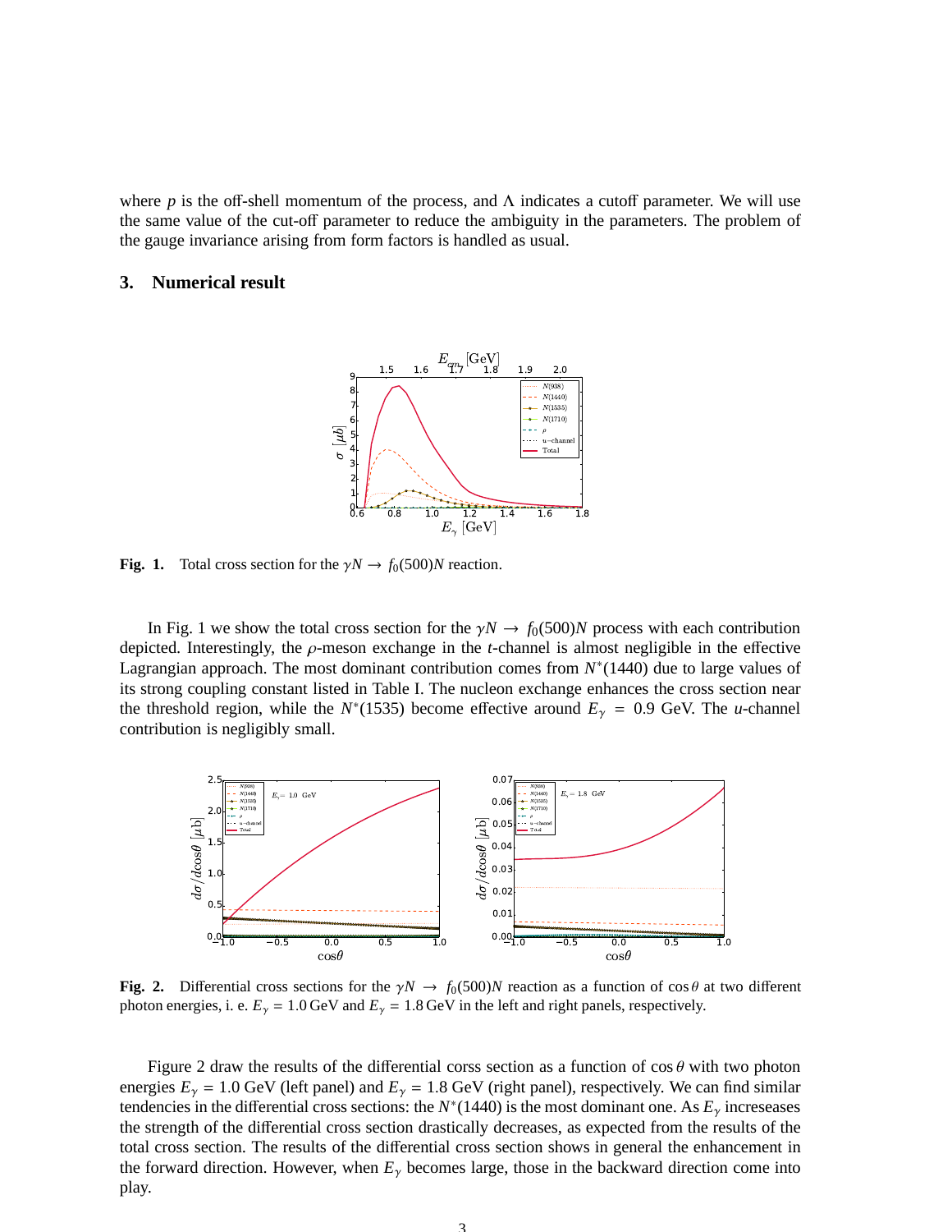where $p$ is the off-shell momentum of the process, and $\Lambda$ indicates a cutoff parameter. We will use the same value of the cut-off parameter to reduce the ambiguity in the parameters. The problem of the gauge invariance arising from form factors is handled as usual.

## 3. Numerical result

**Fig. 1.** Total cross section for the $\gamma N \to f_0(500)N$ reaction.

In Fig. 1 we show the total cross section for the $\gamma N \to f_0(500)N$ process with each contribution depicted. Interestingly, the $\rho$-meson exchange in the $t$-channel is almost negligible in the effective Lagrangian approach. The most dominant contribution comes from $N^*(1440)$ due to large values of its strong coupling constant listed in Table I. The nucleon exchange enhances the cross section near the threshold region, while the $N^*(1535)$ become effective around $E_\gamma = 0.9$ GeV. The $u$-channel contribution is negligibly small.

**Fig. 2.** Differential cross sections for the $\gamma N \to f_0(500)N$ reaction as a function of $\cos\theta$ at two different photon energies, i. e. $E_\gamma = 1.0$ GeV and $E_\gamma = 1.8$ GeV in the left and right panels, respectively.

Figure 2 draw the results of the differential corss section as a function of $\cos\theta$ with two photon energies $E_\gamma = 1.0$ GeV (left panel) and $E_\gamma = 1.8$ GeV (right panel), respectively. We can find similar tendencies in the differential cross sections: the $N^*(1440)$ is the most dominant one. As $E_\gamma$ increseases the strength of the differential cross section drastically decreases, as expected from the results of the total cross section. The results of the differential cross section shows in general the enhancement in the forward direction. However, when $E_\gamma$ becomes large, those in the backward direction come into play.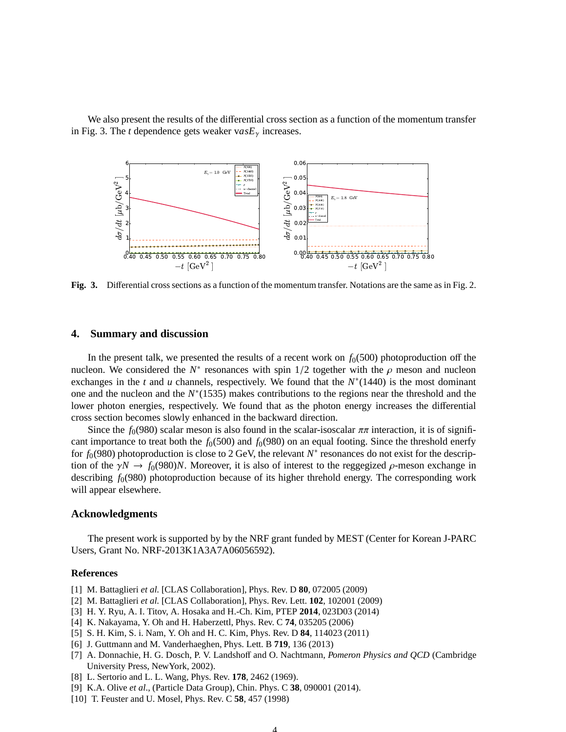We also present the results of the differential cross section as a function of the momentum transfer in Fig. 3. The $t$ dependence gets weaker v$asE_{\gamma}$ increases.

$E_\gamma = 1.0$ GeV

N(938)
N(1440)
N(1535)
N(1710)
$\rho$
u−channel
Total

$d\sigma/dt$ [$\mu$b/GeV$^2$]

$-t$ [GeV$^2$]

$E_\gamma = 1.8$ GeV

Fig. 3. Differential cross sections as a function of the momentum transfer. Notations are the same as in Fig. 2.

## 4. Summary and discussion

In the present talk, we presented the results of a recent work on $f_0(500)$ photoproduction off the nucleon. We considered the $N^*$ resonances with spin $1/2$ together with the $\rho$ meson and nucleon exchanges in the $t$ and $u$ channels, respectively. We found that the $N^*(1440)$ is the most dominant one and the nucleon and the $N^*(1535)$ makes contributions to the regions near the threshold and the lower photon energies, respectively. We found that as the photon energy increases the differential cross section becomes slowly enhanced in the backward direction.

Since the $f_0(980)$ scalar meson is also found in the scalar-isoscalar $\pi\pi$ interaction, it is of significant importance to treat both the $f_0(500)$ and $f_0(980)$ on an equal footing. Since the threshold enerfy for $f_0(980)$ photoproduction is close to 2 GeV, the relevant $N^*$ resonances do not exist for the description of the $\gamma N \to f_0(980)N$. Moreover, it is also of interest to the reggeized $\rho$-meson exchange in describing $f_0(980)$ photoproduction because of its higher threhold energy. The corresponding work will appear elsewhere.

## Acknowledgments

The present work is supported by by the NRF grant funded by MEST (Center for Korean J-PARC Users, Grant No. NRF-2013K1A3A7A06056592).

## References

[1] M. Battaglieri *et al.* [CLAS Collaboration], Phys. Rev. D **80**, 072005 (2009)
[2] M. Battaglieri *et al.* [CLAS Collaboration], Phys. Rev. Lett. **102**, 102001 (2009)
[3] H. Y. Ryu, A. I. Titov, A. Hosaka and H.-Ch. Kim, PTEP **2014**, 023D03 (2014)
[4] K. Nakayama, Y. Oh and H. Haberzettl, Phys. Rev. C **74**, 035205 (2006)
[5] S. H. Kim, S. i. Nam, Y. Oh and H. C. Kim, Phys. Rev. D **84**, 114023 (2011)
[6] J. Guttmann and M. Vanderhaeghen, Phys. Lett. B **719**, 136 (2013)
[7] A. Donnachie, H. G. Dosch, P. V. Landshoff and O. Nachtmann, *Pomeron Physics and QCD* (Cambridge University Press, NewYork, 2002).
[8] L. Sertorio and L. L. Wang, Phys. Rev. **178**, 2462 (1969).
[9] K.A. Olive *et al*., (Particle Data Group), Chin. Phys. C **38**, 090001 (2014).
[10] T. Feuster and U. Mosel, Phys. Rev. C **58**, 457 (1998)